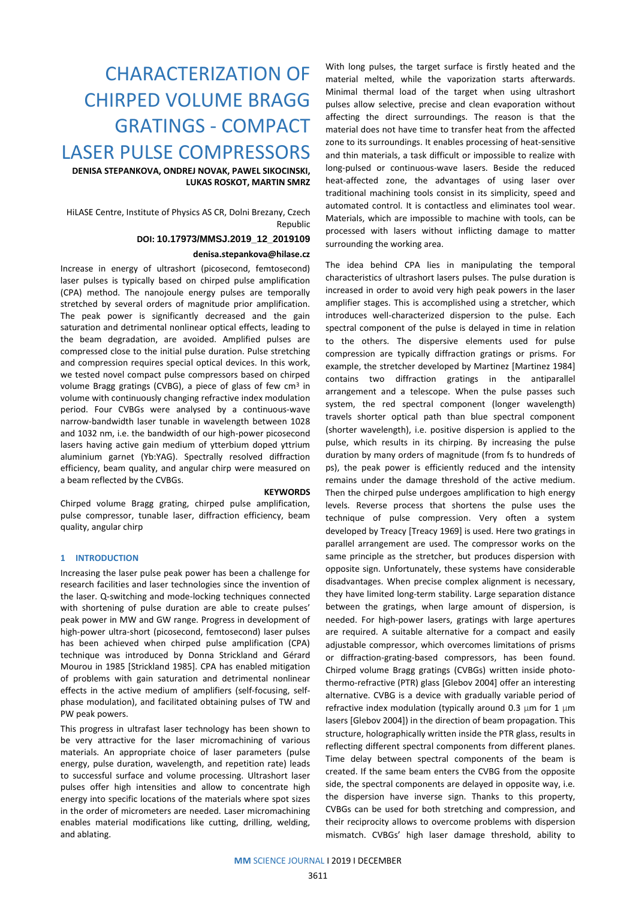# CHARACTERIZATION OF CHIRPED VOLUME BRAGG GRATINGS - COMPACT LASER PULSE COMPRESSORS

**DENISA STEPANKOVA, ONDREJ NOVAK, PAWEL SIKOCINSKI, LUKAS ROSKOT, MARTIN SMRZ**

HiLASE Centre, Institute of Physics AS CR, Dolni Brezany, Czech Republic

**DOI: 10.17973/MMSJ.2019_12_2019109**

**denisa.stepankova@hilase.cz**

Increase in energy of ultrashort (picosecond, femtosecond) laser pulses is typically based on chirped pulse amplification (CPA) method. The nanojoule energy pulses are temporally stretched by several orders of magnitude prior amplification. The peak power is significantly decreased and the gain saturation and detrimental nonlinear optical effects, leading to the beam degradation, are avoided. Amplified pulses are compressed close to the initial pulse duration. Pulse stretching and compression requires special optical devices. In this work, we tested novel compact pulse compressors based on chirped volume Bragg gratings (CVBG), a piece of glass of few $cm^3$ in volume with continuously changing refractive index modulation period. Four CVBGs were analysed by a continuous-wave narrow-bandwidth laser tunable in wavelength between 1028 and 1032 nm, i.e. the bandwidth of our high-power picosecond lasers having active gain medium of ytterbium doped yttrium aluminium garnet (Yb:YAG). Spectrally resolved diffraction efficiency, beam quality, and angular chirp were measured on a beam reflected by the CVBGs.

**KEYWORDS**

Chirped volume Bragg grating, chirped pulse amplification, pulse compressor, tunable laser, diffraction efficiency, beam quality, angular chirp

## 1 INTRODUCTION

Increasing the laser pulse peak power has been a challenge for research facilities and laser technologies since the invention of the laser. Q-switching and mode-locking techniques connected with shortening of pulse duration are able to create pulses' peak power in MW and GW range. Progress in development of high-power ultra-short (picosecond, femtosecond) laser pulses has been achieved when chirped pulse amplification (CPA) technique was introduced by Donna Strickland and Gérard Mourou in 1985 [Strickland 1985]. CPA has enabled mitigation of problems with gain saturation and detrimental nonlinear effects in the active medium of amplifiers (self-focusing, self-phase modulation), and facilitated obtaining pulses of TW and PW peak powers.

This progress in ultrafast laser technology has been shown to be very attractive for the laser micromachining of various materials. An appropriate choice of laser parameters (pulse energy, pulse duration, wavelength, and repetition rate) leads to successful surface and volume processing. Ultrashort laser pulses offer high intensities and allow to concentrate high energy into specific locations of the materials where spot sizes in the order of micrometers are needed. Laser micromachining enables material modifications like cutting, drilling, welding, and ablating.

With long pulses, the target surface is firstly heated and the material melted, while the vaporization starts afterwards. Minimal thermal load of the target when using ultrashort pulses allow selective, precise and clean evaporation without affecting the direct surroundings. The reason is that the material does not have time to transfer heat from the affected zone to its surroundings. It enables processing of heat-sensitive and thin materials, a task difficult or impossible to realize with long-pulsed or continuous-wave lasers. Beside the reduced heat-affected zone, the advantages of using laser over traditional machining tools consist in its simplicity, speed and automated control. It is contactless and eliminates tool wear. Materials, which are impossible to machine with tools, can be processed with lasers without inflicting damage to matter surrounding the working area.

The idea behind CPA lies in manipulating the temporal characteristics of ultrashort lasers pulses. The pulse duration is increased in order to avoid very high peak powers in the laser amplifier stages. This is accomplished using a stretcher, which introduces well-characterized dispersion to the pulse. Each spectral component of the pulse is delayed in time in relation to the others. The dispersive elements used for pulse compression are typically diffraction gratings or prisms. For example, the stretcher developed by Martinez [Martinez 1984] contains two diffraction gratings in the antiparallel arrangement and a telescope. When the pulse passes such system, the red spectral component (longer wavelength) travels shorter optical path than blue spectral component (shorter wavelength), i.e. positive dispersion is applied to the pulse, which results in its chirping. By increasing the pulse duration by many orders of magnitude (from fs to hundreds of ps), the peak power is efficiently reduced and the intensity remains under the damage threshold of the active medium. Then the chirped pulse undergoes amplification to high energy levels. Reverse process that shortens the pulse uses the technique of pulse compression. Very often a system developed by Treacy [Treacy 1969] is used. Here two gratings in parallel arrangement are used. The compressor works on the same principle as the stretcher, but produces dispersion with opposite sign. Unfortunately, these systems have considerable disadvantages. When precise complex alignment is necessary, they have limited long-term stability. Large separation distance between the gratings, when large amount of dispersion, is needed. For high-power lasers, gratings with large apertures are required. A suitable alternative for a compact and easily adjustable compressor, which overcomes limitations of prisms or diffraction-grating-based compressors, has been found. Chirped volume Bragg gratings (CVBGs) written inside photo-thermo-refractive (PTR) glass [Glebov 2004] offer an interesting alternative. CVBG is a device with gradually variable period of refractive index modulation (typically around 0.3 μm for 1 μm lasers [Glebov 2004]) in the direction of beam propagation. This structure, holographically written inside the PTR glass, results in reflecting different spectral components from different planes. Time delay between spectral components of the beam is created. If the same beam enters the CVBG from the opposite side, the spectral components are delayed in opposite way, i.e. the dispersion have inverse sign. Thanks to this property, CVBGs can be used for both stretching and compression, and their reciprocity allows to overcome problems with dispersion mismatch. CVBGs' high laser damage threshold, ability to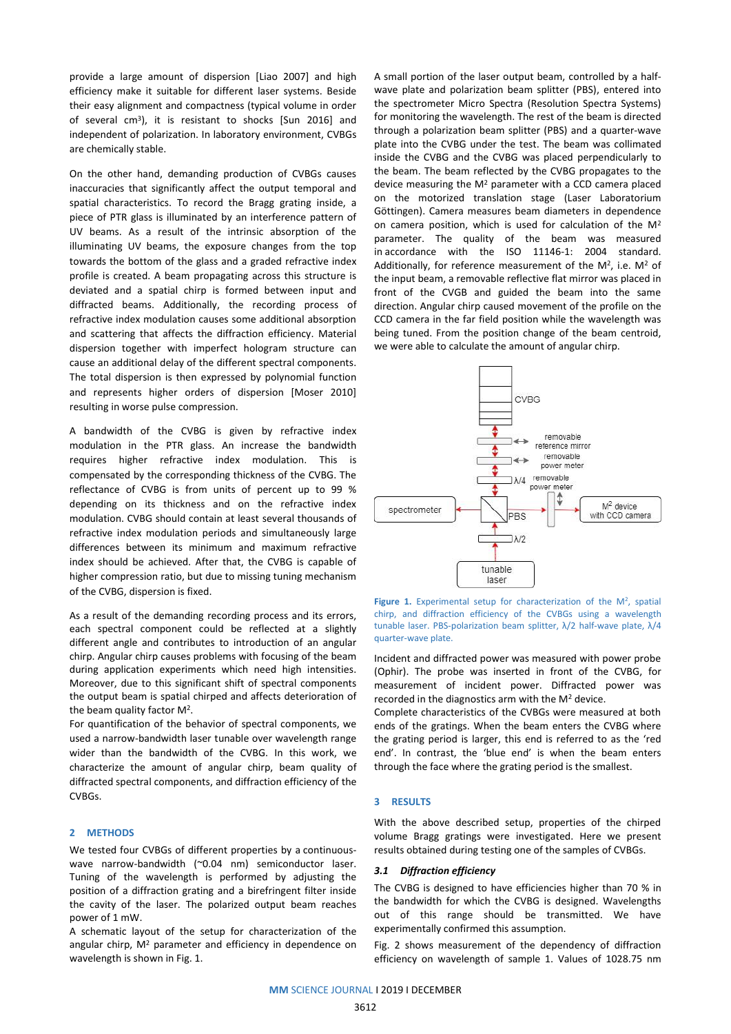provide a large amount of dispersion [Liao 2007] and high efficiency make it suitable for different laser systems. Beside their easy alignment and compactness (typical volume in order of several $cm^3$), it is resistant to shocks [Sun 2016] and independent of polarization. In laboratory environment, CVBGs are chemically stable.

On the other hand, demanding production of CVBGs causes inaccuracies that significantly affect the output temporal and spatial characteristics. To record the Bragg grating inside, a piece of PTR glass is illuminated by an interference pattern of UV beams. As a result of the intrinsic absorption of the illuminating UV beams, the exposure changes from the top towards the bottom of the glass and a graded refractive index profile is created. A beam propagating across this structure is deviated and a spatial chirp is formed between input and diffracted beams. Additionally, the recording process of refractive index modulation causes some additional absorption and scattering that affects the diffraction efficiency. Material dispersion together with imperfect hologram structure can cause an additional delay of the different spectral components. The total dispersion is then expressed by polynomial function and represents higher orders of dispersion [Moser 2010] resulting in worse pulse compression.

A bandwidth of the CVBG is given by refractive index modulation in the PTR glass. An increase the bandwidth requires higher refractive index modulation. This is compensated by the corresponding thickness of the CVBG. The reflectance of CVBG is from units of percent up to 99 % depending on its thickness and on the refractive index modulation. CVBG should contain at least several thousands of refractive index modulation periods and simultaneously large differences between its minimum and maximum refractive index should be achieved. After that, the CVBG is capable of higher compression ratio, but due to missing tuning mechanism of the CVBG, dispersion is fixed.

As a result of the demanding recording process and its errors, each spectral component could be reflected at a slightly different angle and contributes to introduction of an angular chirp. Angular chirp causes problems with focusing of the beam during application experiments which need high intensities. Moreover, due to this significant shift of spectral components the output beam is spatial chirped and affects deterioration of the beam quality factor $M^2$.

For quantification of the behavior of spectral components, we used a narrow-bandwidth laser tunable over wavelength range wider than the bandwidth of the CVBG. In this work, we characterize the amount of angular chirp, beam quality of diffracted spectral components, and diffraction efficiency of the CVBGs.

## 2 METHODS

We tested four CVBGs of different properties by a continuous-wave narrow-bandwidth (~0.04 nm) semiconductor laser. Tuning of the wavelength is performed by adjusting the position of a diffraction grating and a birefringent filter inside the cavity of the laser. The polarized output beam reaches power of 1 mW.

A schematic layout of the setup for characterization of the angular chirp, $M^2$ parameter and efficiency in dependence on wavelength is shown in Fig. 1.

A small portion of the laser output beam, controlled by a half-wave plate and polarization beam splitter (PBS), entered into the spectrometer Micro Spectra (Resolution Spectra Systems) for monitoring the wavelength. The rest of the beam is directed through a polarization beam splitter (PBS) and a quarter-wave plate into the CVBG under the test. The beam was collimated inside the CVBG and the CVBG was placed perpendicularly to the beam. The beam reflected by the CVBG propagates to the device measuring the $M^2$ parameter with a CCD camera placed on the motorized translation stage (Laser Laboratorium Göttingen). Camera measures beam diameters in dependence on camera position, which is used for calculation of the $M^2$ parameter. The quality of the beam was measured in accordance with the ISO 11146-1: 2004 standard. Additionally, for reference measurement of the $M^2$, i.e. $M^2$ of the input beam, a removable reflective flat mirror was placed in front of the CVBG and guided the beam into the same direction. Angular chirp caused movement of the profile on the CCD camera in the far field position while the wavelength was being tuned. From the position change of the beam centroid, we were able to calculate the amount of angular chirp.

**Figure 1.** Experimental setup for characterization of the $M^2$, spatial chirp, and diffraction efficiency of the CVBGs using a wavelength tunable laser. PBS-polarization beam splitter, λ/2 half-wave plate, λ/4 quarter-wave plate.

Incident and diffracted power was measured with power probe (Ophir). The probe was inserted in front of the CVBG, for measurement of incident power. Diffracted power was recorded in the diagnostics arm with the $M^2$ device.

Complete characteristics of the CVBGs were measured at both ends of the gratings. When the beam enters the CVBG where the grating period is larger, this end is referred to as the 'red end'. In contrast, the 'blue end' is when the beam enters through the face where the grating period is the smallest.

## 3 RESULTS

With the above described setup, properties of the chirped volume Bragg gratings were investigated. Here we present results obtained during testing one of the samples of CVBGs.

### 3.1 Diffraction efficiency

The CVBG is designed to have efficiencies higher than 70 % in the bandwidth for which the CVBG is designed. Wavelengths out of this range should be transmitted. We have experimentally confirmed this assumption.

Fig. 2 shows measurement of the dependency of diffraction efficiency on wavelength of sample 1. Values of 1028.75 nm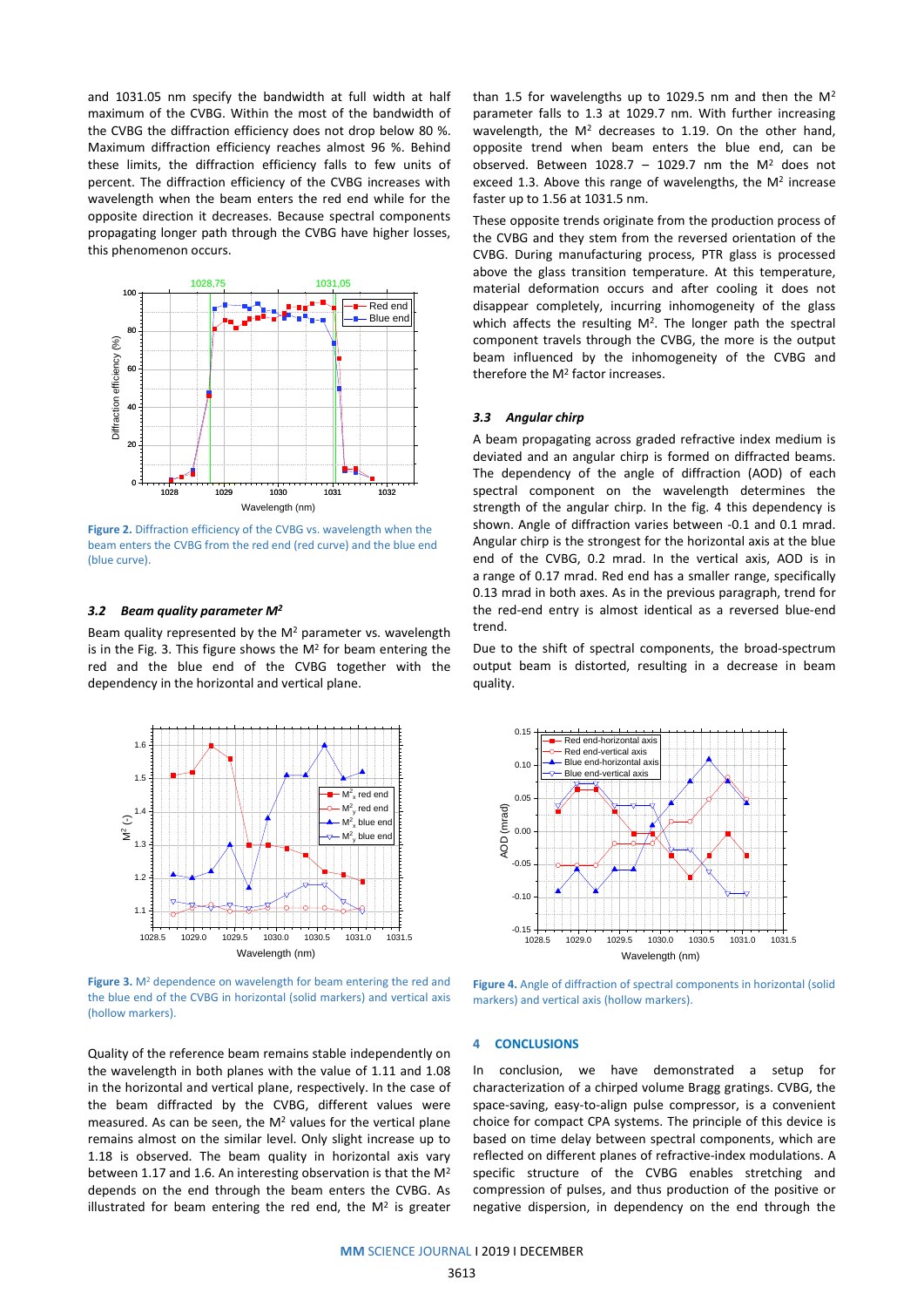and 1031.05 nm specify the bandwidth at full width at half maximum of the CVBG. Within the most of the bandwidth of the CVBG the diffraction efficiency does not drop below 80 %. Maximum diffraction efficiency reaches almost 96 %. Behind these limits, the diffraction efficiency falls to few units of percent. The diffraction efficiency of the CVBG increases with wavelength when the beam enters the red end while for the opposite direction it decreases. Because spectral components propagating longer path through the CVBG have higher losses, this phenomenon occurs.

**Figure 2.** Diffraction efficiency of the CVBG vs. wavelength when the beam enters the CVBG from the red end (red curve) and the blue end (blue curve).

### 3.2 Beam quality parameter $M^2$

Beam quality represented by the $M^2$ parameter vs. wavelength is in the Fig. 3. This figure shows the $M^2$ for beam entering the red and the blue end of the CVBG together with the dependency in the horizontal and vertical plane.

**Figure 3.** $M^2$ dependence on wavelength for beam entering the red and the blue end of the CVBG in horizontal (solid markers) and vertical axis (hollow markers).

Quality of the reference beam remains stable independently on the wavelength in both planes with the value of 1.11 and 1.08 in the horizontal and vertical plane, respectively. In the case of the beam diffracted by the CVBG, different values were measured. As can be seen, the $M^2$ values for the vertical plane remains almost on the similar level. Only slight increase up to 1.18 is observed. The beam quality in horizontal axis vary between 1.17 and 1.6. An interesting observation is that the $M^2$ depends on the end through the beam enters the CVBG. As illustrated for beam entering the red end, the $M^2$ is greater than 1.5 for wavelengths up to 1029.5 nm and then the $M^2$ parameter falls to 1.3 at 1029.7 nm. With further increasing wavelength, the $M^2$ decreases to 1.19. On the other hand, opposite trend when beam enters the blue end, can be observed. Between 1028.7 – 1029.7 nm the $M^2$ does not exceed 1.3. Above this range of wavelengths, the $M^2$ increase faster up to 1.56 at 1031.5 nm.

These opposite trends originate from the production process of the CVBG and they stem from the reversed orientation of the CVBG. During manufacturing process, PTR glass is processed above the glass transition temperature. At this temperature, material deformation occurs and after cooling it does not disappear completely, incurring inhomogeneity of the glass which affects the resulting $M^2$. The longer path the spectral component travels through the CVBG, the more is the output beam influenced by the inhomogeneity of the CVBG and therefore the $M^2$ factor increases.

### 3.3 Angular chirp

A beam propagating across graded refractive index medium is deviated and an angular chirp is formed on diffracted beams. The dependency of the angle of diffraction (AOD) of each spectral component on the wavelength determines the strength of the angular chirp. In the fig. 4 this dependency is shown. Angle of diffraction varies between -0.1 and 0.1 mrad. Angular chirp is the strongest for the horizontal axis at the blue end of the CVBG, 0.2 mrad. In the vertical axis, AOD is in a range of 0.17 mrad. Red end has a smaller range, specifically 0.13 mrad in both axes. As in the previous paragraph, trend for the red-end entry is almost identical as a reversed blue-end trend.

Due to the shift of spectral components, the broad-spectrum output beam is distorted, resulting in a decrease in beam quality.

**Figure 4.** Angle of diffraction of spectral components in horizontal (solid markers) and vertical axis (hollow markers).

## 4 CONCLUSIONS

In conclusion, we have demonstrated a setup for characterization of a chirped volume Bragg gratings. CVBG, the space-saving, easy-to-align pulse compressor, is a convenient choice for compact CPA systems. The principle of this device is based on time delay between spectral components, which are reflected on different planes of refractive-index modulations. A specific structure of the CVBG enables stretching and compression of pulses, and thus production of the positive or negative dispersion, in dependency on the end through the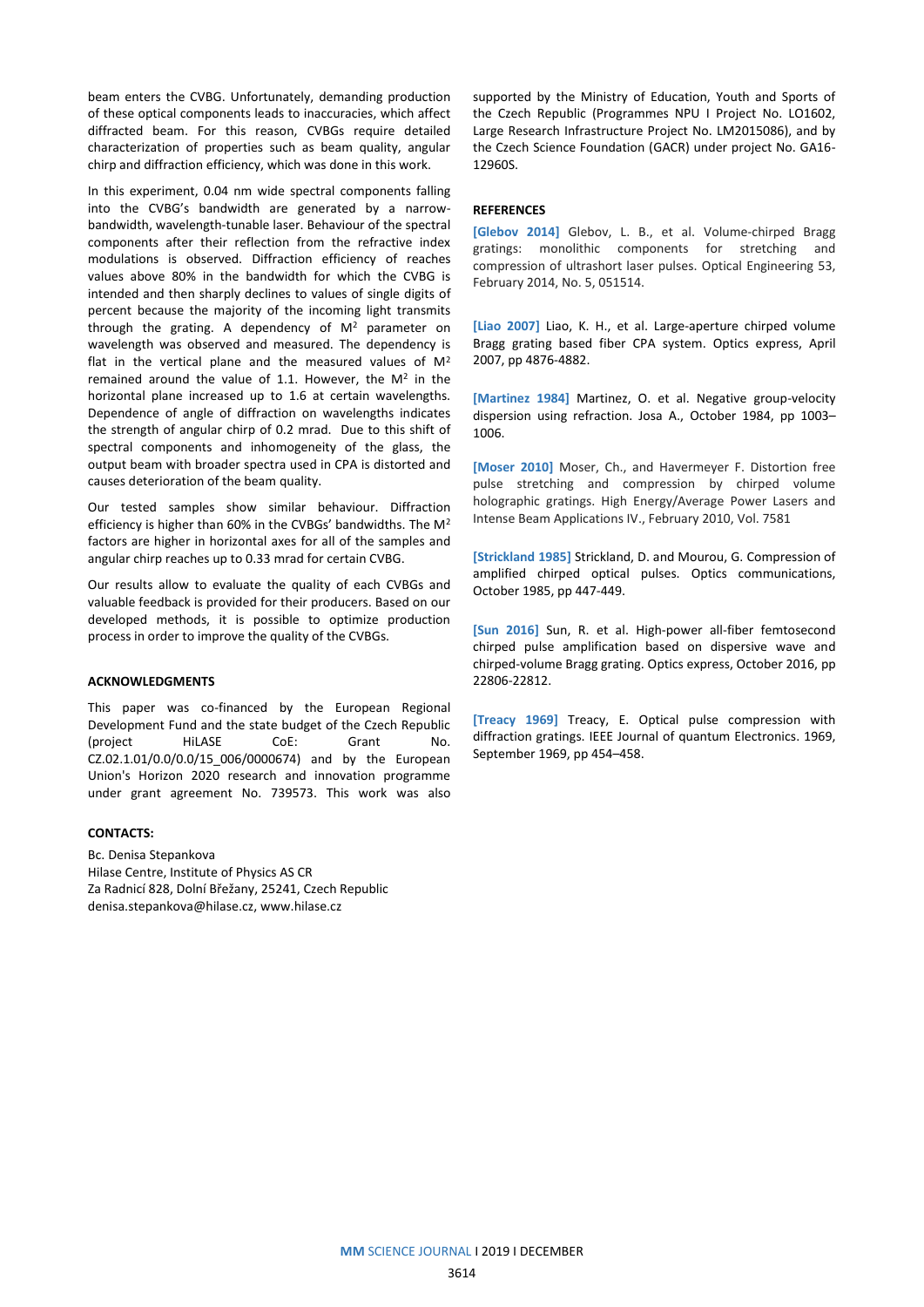beam enters the CVBG. Unfortunately, demanding production of these optical components leads to inaccuracies, which affect diffracted beam. For this reason, CVBGs require detailed characterization of properties such as beam quality, angular chirp and diffraction efficiency, which was done in this work.

In this experiment, 0.04 nm wide spectral components falling into the CVBG's bandwidth are generated by a narrow-bandwidth, wavelength-tunable laser. Behaviour of the spectral components after their reflection from the refractive index modulations is observed. Diffraction efficiency of reaches values above 80% in the bandwidth for which the CVBG is intended and then sharply declines to values of single digits of percent because the majority of the incoming light transmits through the grating. A dependency of $M^2$ parameter on wavelength was observed and measured. The dependency is flat in the vertical plane and the measured values of $M^2$ remained around the value of 1.1. However, the $M^2$ in the horizontal plane increased up to 1.6 at certain wavelengths. Dependence of angle of diffraction on wavelengths indicates the strength of angular chirp of 0.2 mrad. Due to this shift of spectral components and inhomogeneity of the glass, the output beam with broader spectra used in CPA is distorted and causes deterioration of the beam quality.

Our tested samples show similar behaviour. Diffraction efficiency is higher than 60% in the CVBGs' bandwidths. The $M^2$ factors are higher in horizontal axes for all of the samples and angular chirp reaches up to 0.33 mrad for certain CVBG.

Our results allow to evaluate the quality of each CVBGs and valuable feedback is provided for their producers. Based on our developed methods, it is possible to optimize production process in order to improve the quality of the CVBGs.

## ACKNOWLEDGMENTS

This paper was co-financed by the European Regional Development Fund and the state budget of the Czech Republic (project HiLASE CoE: Grant No. CZ.02.1.01/0.0/0.0/15_006/0000674) and by the European Union's Horizon 2020 research and innovation programme under grant agreement No. 739573. This work was also supported by the Ministry of Education, Youth and Sports of the Czech Republic (Programmes NPU I Project No. LO1602, Large Research Infrastructure Project No. LM2015086), and by the Czech Science Foundation (GACR) under project No. GA16-12960S.

## CONTACTS:

Bc. Denisa Stepankova
Hilase Centre, Institute of Physics AS CR
Za Radnicí 828, Dolní Břežany, 25241, Czech Republic
denisa.stepankova@hilase.cz, www.hilase.cz

## REFERENCES

**[Glebov 2014]** Glebov, L. B., et al. Volume-chirped Bragg gratings: monolithic components for stretching and compression of ultrashort laser pulses. Optical Engineering 53, February 2014, No. 5, 051514.

**[Liao 2007]** Liao, K. H., et al. Large-aperture chirped volume Bragg grating based fiber CPA system. Optics express, April 2007, pp 4876-4882.

**[Martinez 1984]** Martinez, O. et al. Negative group-velocity dispersion using refraction. Josa A., October 1984, pp 1003–1006.

**[Moser 2010]** Moser, Ch., and Havermeyer F. Distortion free pulse stretching and compression by chirped volume holographic gratings. High Energy/Average Power Lasers and Intense Beam Applications IV., February 2010, Vol. 7581

**[Strickland 1985]** Strickland, D. and Mourou, G. Compression of amplified chirped optical pulses. Optics communications, October 1985, pp 447-449.

**[Sun 2016]** Sun, R. et al. High-power all-fiber femtosecond chirped pulse amplification based on dispersive wave and chirped-volume Bragg grating. Optics express, October 2016, pp 22806-22812.

**[Treacy 1969]** Treacy, E. Optical pulse compression with diffraction gratings. IEEE Journal of quantum Electronics. 1969, September 1969, pp 454–458.